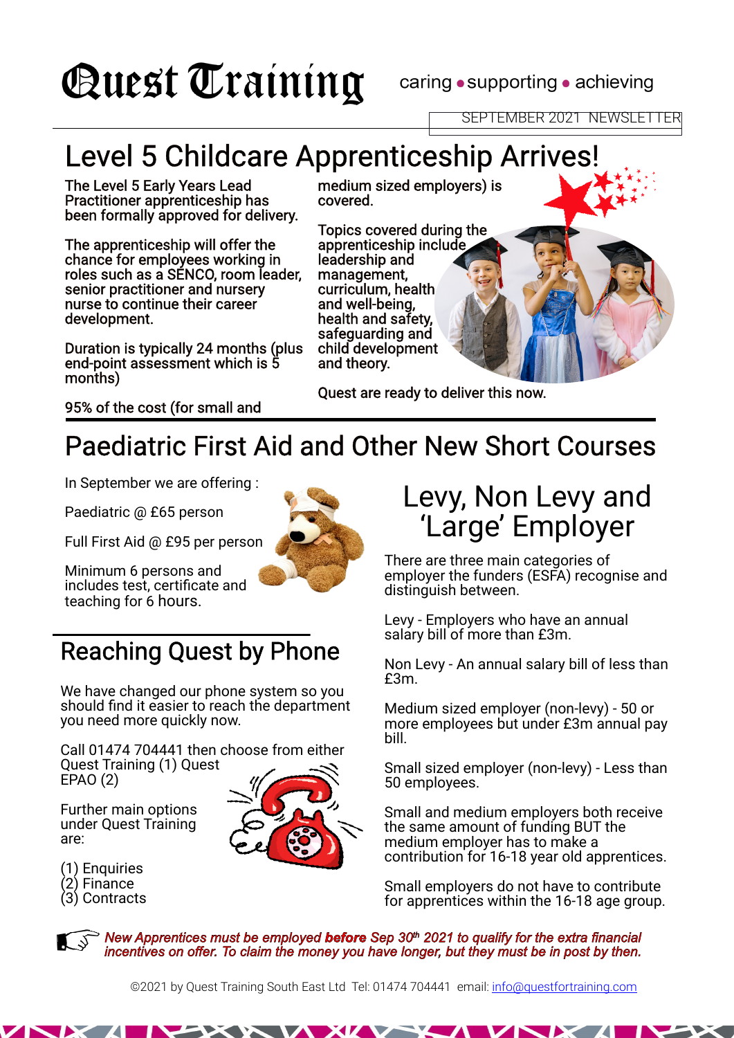# Quest Training

caring • supporting • achieving

SEPTEMBER 2021 NEWSLETTER

## Level 5 Childcare Apprenticeship Arrives!

The Level 5 Early Years Lead Practitioner apprenticeship has been formally approved for delivery.

The apprenticeship will offer the chance for employees working in roles such as a SENCO, room leader, senior practitioner and nursery nurse to continue their career development.

Duration is typically 24 months (plus end-point assessment which is 5 months)

95% of the cost (for small and medium sized employers) is covered.

Topics covered during the apprenticeship include leadership and management, curriculum, health and well-being, health and safety, safeguarding and child development and theory.

Quest are ready to deliver this now.

## Paediatric First Aid and Other New Short Courses

In September we are offering :

Paediatric @ £65 person

Full First Aid @ £95 per person

Minimum 6 persons and includes test, certificate and teaching for 6 hours.

## Reaching Quest by Phone

We have changed our phone system so you should find it easier to reach the department you need more quickly now.

Call 01474 704441 then choose from either Quest Training (1) Quest EPAO (2)

Further main options under Quest Training are:

(1) Enquiries
(2) Finance
(3) Contracts

## Levy, Non Levy and 'Large' Employer

There are three main categories of employer the funders (ESFA) recognise and distinguish between.

Levy - Employers who have an annual salary bill of more than £3m.

Non Levy - An annual salary bill of less than £3m.

Medium sized employer (non-levy) - 50 or more employees but under £3m annual pay bill.

Small sized employer (non-levy) - Less than 50 employees.

Small and medium employers both receive the same amount of funding BUT the medium employer has to make a contribution for 16-18 year old apprentices.

Small employers do not have to contribute for apprentices within the 16-18 age group.

*New Apprentices must be employed **before** Sep 30th 2021 to qualify for the extra financial incentives on offer. To claim the money you have longer, but they must be in post by then.*

©2021 by Quest Training South East Ltd Tel: 01474 704441 email: info@questfortraining.com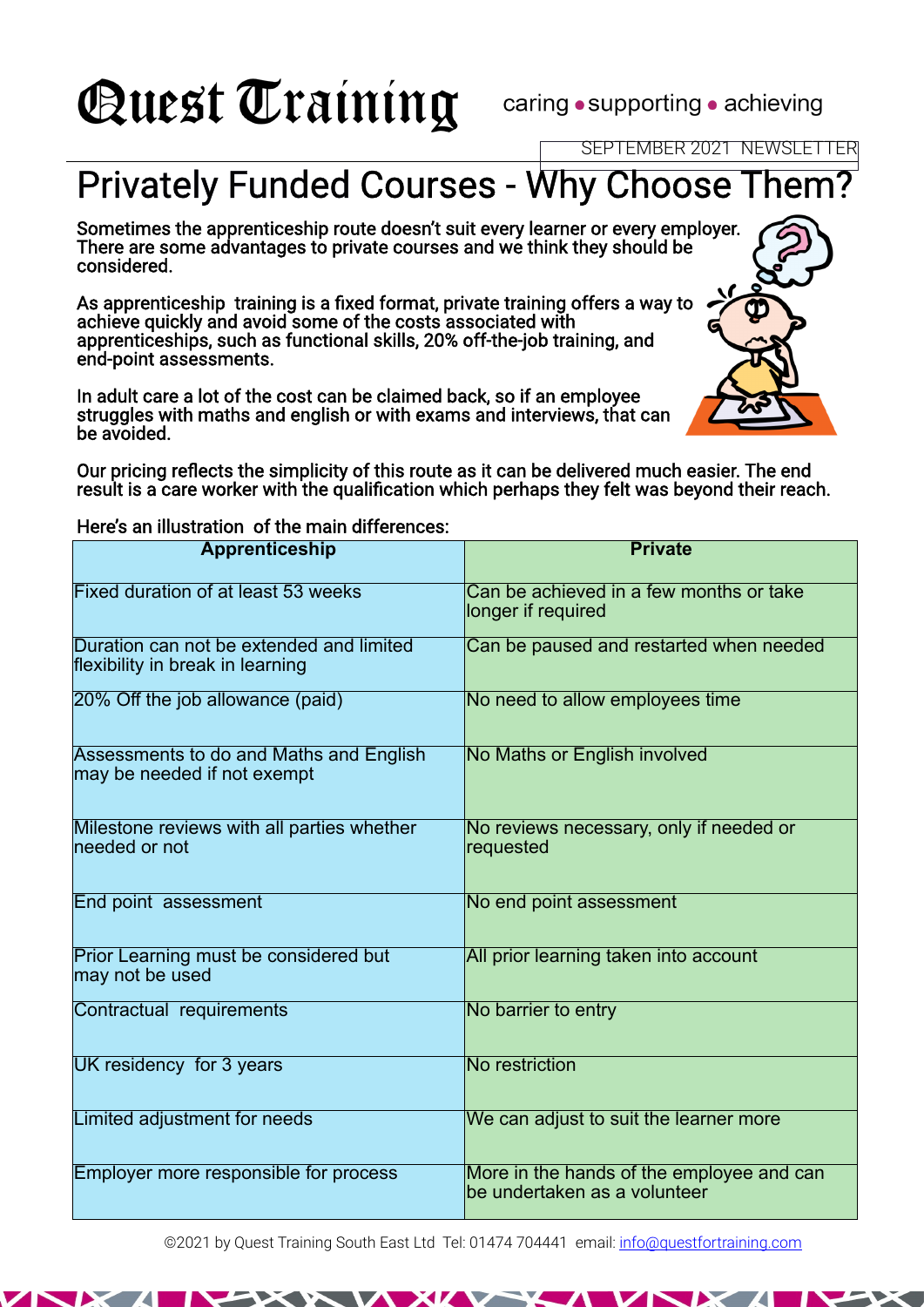# Quest Training

caring • supporting • achieving

SEPTEMBER 2021 NEWSLETTER

## Privately Funded Courses - Why Choose Them?

**Sometimes the apprenticeship route doesn't suit every learner or every employer. There are some advantages to private courses and we think they should be considered.**

**As apprenticeship training is a fixed format, private training offers a way to achieve quickly and avoid some of the costs associated with apprenticeships, such as functional skills, 20% off-the-job training, and end-point assessments.**

**In adult care a lot of the cost can be claimed back, so if an employee struggles with maths and english or with exams and interviews, that can be avoided.**

**Our pricing reflects the simplicity of this route as it can be delivered much easier. The end result is a care worker with the qualification which perhaps they felt was beyond their reach.**

**Here's an illustration of the main differences:**

| Apprenticeship | Private |
|---|---|
| Fixed duration of at least 53 weeks | Can be achieved in a few months or take longer if required |
| Duration can not be extended and limited flexibility in break in learning | Can be paused and restarted when needed |
| 20% Off the job allowance (paid) | No need to allow employees time |
| Assessments to do and Maths and English may be needed if not exempt | No Maths or English involved |
| Milestone reviews with all parties whether needed or not | No reviews necessary, only if needed or requested |
| End point assessment | No end point assessment |
| Prior Learning must be considered but may not be used | All prior learning taken into account |
| Contractual requirements | No barrier to entry |
| UK residency for 3 years | No restriction |
| Limited adjustment for needs | We can adjust to suit the learner more |
| Employer more responsible for process | More in the hands of the employee and can be undertaken as a volunteer |

©2021 by Quest Training South East Ltd Tel: 01474 704441 email: info@questfortraining.com